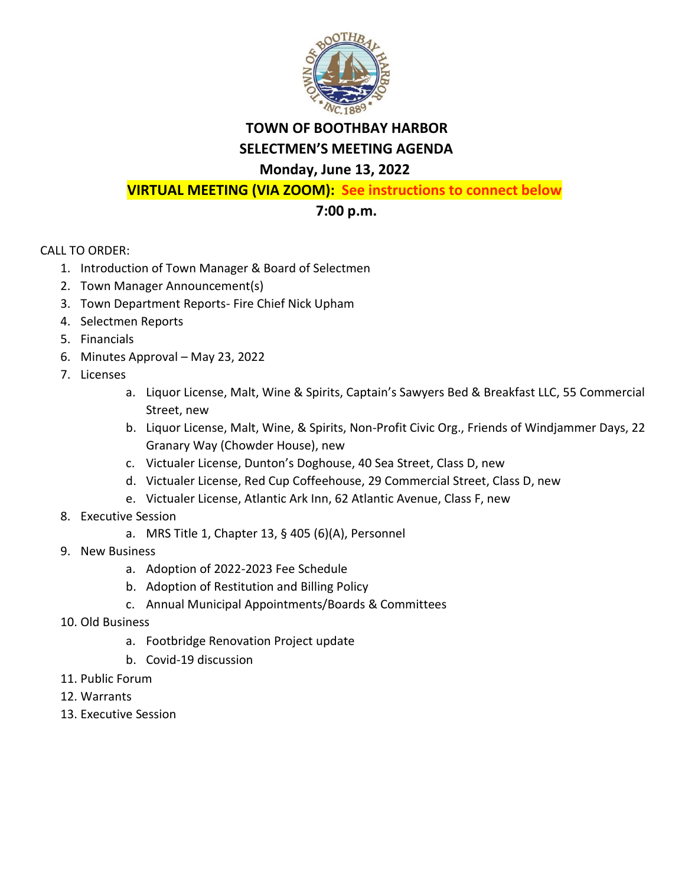# TOWN OF BOOTHBAY HARBOR

## SELECTMEN'S MEETING AGENDA

**Monday, June 13, 2022**

**VIRTUAL MEETING (VIA ZOOM): See instructions to connect below**

**7:00 p.m.**

CALL TO ORDER:

1. Introduction of Town Manager & Board of Selectmen
2. Town Manager Announcement(s)
3. Town Department Reports- Fire Chief Nick Upham
4. Selectmen Reports
5. Financials
6. Minutes Approval – May 23, 2022
7. Licenses
   a. Liquor License, Malt, Wine & Spirits, Captain's Sawyers Bed & Breakfast LLC, 55 Commercial Street, new
   b. Liquor License, Malt, Wine, & Spirits, Non-Profit Civic Org., Friends of Windjammer Days, 22 Granary Way (Chowder House), new
   c. Victualer License, Dunton's Doghouse, 40 Sea Street, Class D, new
   d. Victualer License, Red Cup Coffeehouse, 29 Commercial Street, Class D, new
   e. Victualer License, Atlantic Ark Inn, 62 Atlantic Avenue, Class F, new
8. Executive Session
   a. MRS Title 1, Chapter 13, § 405 (6)(A), Personnel
9. New Business
   a. Adoption of 2022-2023 Fee Schedule
   b. Adoption of Restitution and Billing Policy
   c. Annual Municipal Appointments/Boards & Committees
10. Old Business
    a. Footbridge Renovation Project update
    b. Covid-19 discussion
11. Public Forum
12. Warrants
13. Executive Session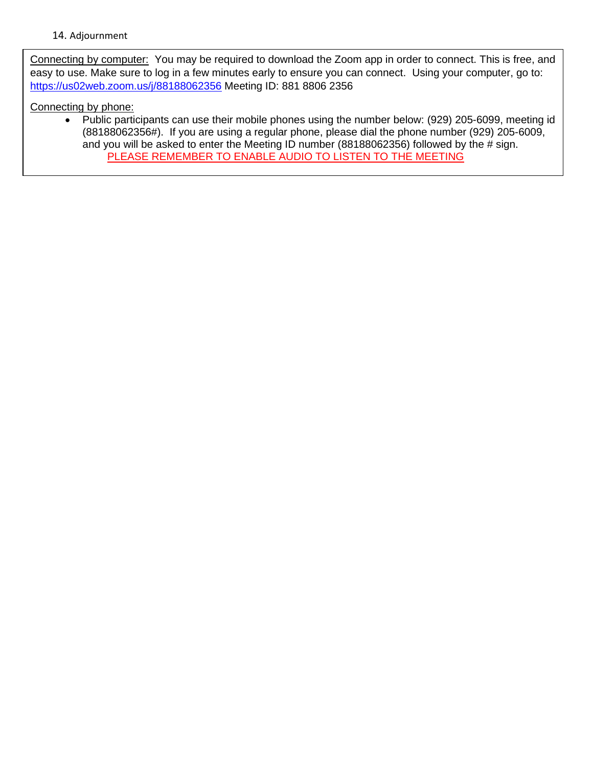14. Adjournment

Connecting by computer: You may be required to download the Zoom app in order to connect. This is free, and easy to use. Make sure to log in a few minutes early to ensure you can connect. Using your computer, go to: https://us02web.zoom.us/j/88188062356 Meeting ID: 881 8806 2356

Connecting by phone:

- Public participants can use their mobile phones using the number below: (929) 205-6099, meeting id (88188062356#). If you are using a regular phone, please dial the phone number (929) 205-6009, and you will be asked to enter the Meeting ID number (88188062356) followed by the # sign.
  PLEASE REMEMBER TO ENABLE AUDIO TO LISTEN TO THE MEETING